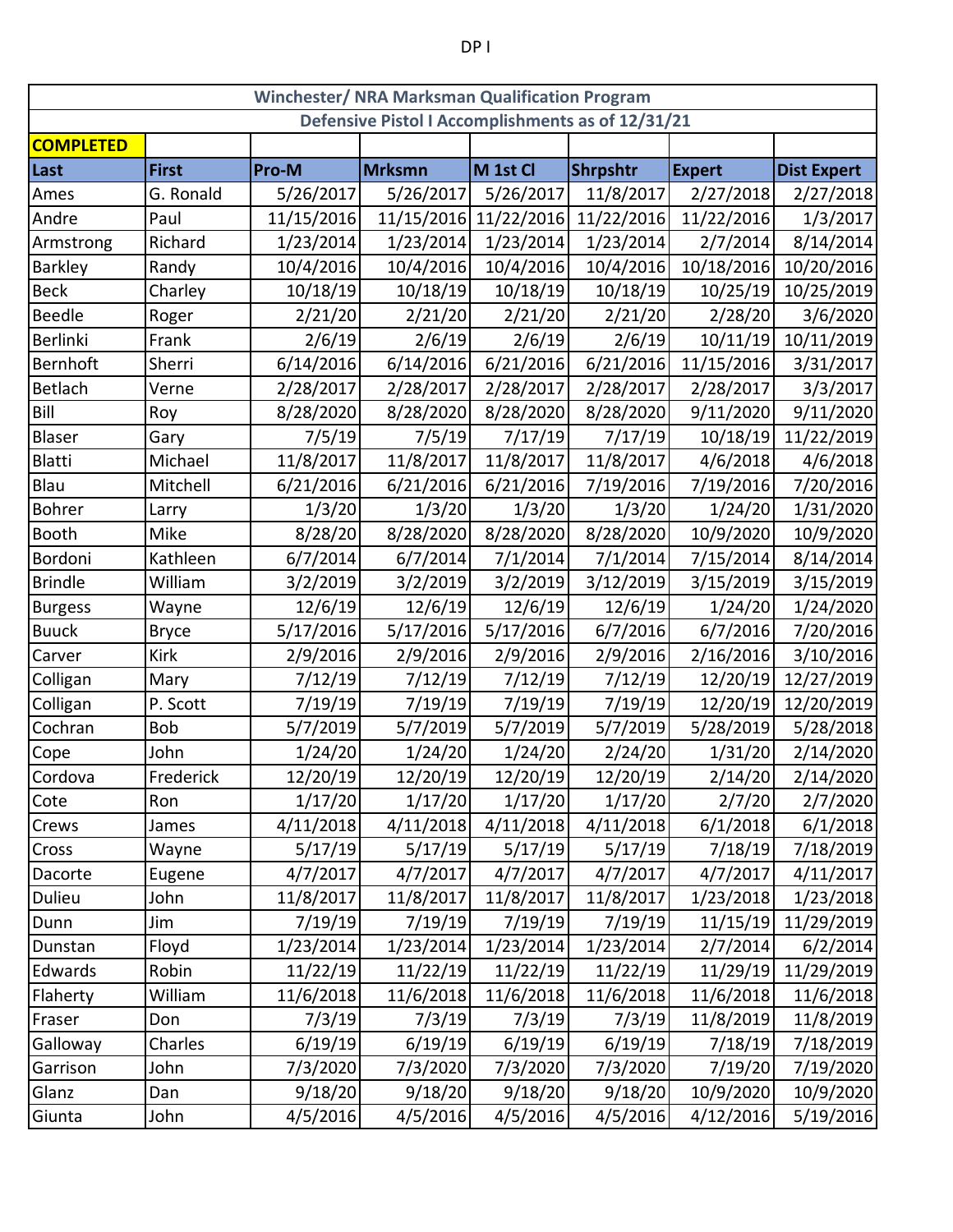DP I

| Winchester/ NRA Marksman Qualification Program | | | | | | | |
|---|---|---|---|---|---|---|---|
| Defensive Pistol I Accomplishments as of 12/31/21 | | | | | | | |
| **COMPLETED** | | | | | | | |
| **Last** | **First** | **Pro-M** | **Mrksmn** | **M 1st Cl** | **Shrpshtr** | **Expert** | **Dist Expert** |
| Ames | G. Ronald | 5/26/2017 | 5/26/2017 | 5/26/2017 | 11/8/2017 | 2/27/2018 | 2/27/2018 |
| Andre | Paul | 11/15/2016 | 11/15/2016 | 11/22/2016 | 11/22/2016 | 11/22/2016 | 1/3/2017 |
| Armstrong | Richard | 1/23/2014 | 1/23/2014 | 1/23/2014 | 1/23/2014 | 2/7/2014 | 8/14/2014 |
| Barkley | Randy | 10/4/2016 | 10/4/2016 | 10/4/2016 | 10/4/2016 | 10/18/2016 | 10/20/2016 |
| Beck | Charley | 10/18/19 | 10/18/19 | 10/18/19 | 10/18/19 | 10/25/19 | 10/25/2019 |
| Beedle | Roger | 2/21/20 | 2/21/20 | 2/21/20 | 2/21/20 | 2/28/20 | 3/6/2020 |
| Berlinki | Frank | 2/6/19 | 2/6/19 | 2/6/19 | 2/6/19 | 10/11/19 | 10/11/2019 |
| Bernhoft | Sherri | 6/14/2016 | 6/14/2016 | 6/21/2016 | 6/21/2016 | 11/15/2016 | 3/31/2017 |
| Betlach | Verne | 2/28/2017 | 2/28/2017 | 2/28/2017 | 2/28/2017 | 2/28/2017 | 3/3/2017 |
| Bill | Roy | 8/28/2020 | 8/28/2020 | 8/28/2020 | 8/28/2020 | 9/11/2020 | 9/11/2020 |
| Blaser | Gary | 7/5/19 | 7/5/19 | 7/17/19 | 7/17/19 | 10/18/19 | 11/22/2019 |
| Blatti | Michael | 11/8/2017 | 11/8/2017 | 11/8/2017 | 11/8/2017 | 4/6/2018 | 4/6/2018 |
| Blau | Mitchell | 6/21/2016 | 6/21/2016 | 6/21/2016 | 7/19/2016 | 7/19/2016 | 7/20/2016 |
| Bohrer | Larry | 1/3/20 | 1/3/20 | 1/3/20 | 1/3/20 | 1/24/20 | 1/31/2020 |
| Booth | Mike | 8/28/20 | 8/28/2020 | 8/28/2020 | 8/28/2020 | 10/9/2020 | 10/9/2020 |
| Bordoni | Kathleen | 6/7/2014 | 6/7/2014 | 7/1/2014 | 7/1/2014 | 7/15/2014 | 8/14/2014 |
| Brindle | William | 3/2/2019 | 3/2/2019 | 3/2/2019 | 3/12/2019 | 3/15/2019 | 3/15/2019 |
| Burgess | Wayne | 12/6/19 | 12/6/19 | 12/6/19 | 12/6/19 | 1/24/20 | 1/24/2020 |
| Buuck | Bryce | 5/17/2016 | 5/17/2016 | 5/17/2016 | 6/7/2016 | 6/7/2016 | 7/20/2016 |
| Carver | Kirk | 2/9/2016 | 2/9/2016 | 2/9/2016 | 2/9/2016 | 2/16/2016 | 3/10/2016 |
| Colligan | Mary | 7/12/19 | 7/12/19 | 7/12/19 | 7/12/19 | 12/20/19 | 12/27/2019 |
| Colligan | P. Scott | 7/19/19 | 7/19/19 | 7/19/19 | 7/19/19 | 12/20/19 | 12/20/2019 |
| Cochran | Bob | 5/7/2019 | 5/7/2019 | 5/7/2019 | 5/7/2019 | 5/28/2019 | 5/28/2018 |
| Cope | John | 1/24/20 | 1/24/20 | 1/24/20 | 2/24/20 | 1/31/20 | 2/14/2020 |
| Cordova | Frederick | 12/20/19 | 12/20/19 | 12/20/19 | 12/20/19 | 2/14/20 | 2/14/2020 |
| Cote | Ron | 1/17/20 | 1/17/20 | 1/17/20 | 1/17/20 | 2/7/20 | 2/7/2020 |
| Crews | James | 4/11/2018 | 4/11/2018 | 4/11/2018 | 4/11/2018 | 6/1/2018 | 6/1/2018 |
| Cross | Wayne | 5/17/19 | 5/17/19 | 5/17/19 | 5/17/19 | 7/18/19 | 7/18/2019 |
| Dacorte | Eugene | 4/7/2017 | 4/7/2017 | 4/7/2017 | 4/7/2017 | 4/7/2017 | 4/11/2017 |
| Dulieu | John | 11/8/2017 | 11/8/2017 | 11/8/2017 | 11/8/2017 | 1/23/2018 | 1/23/2018 |
| Dunn | Jim | 7/19/19 | 7/19/19 | 7/19/19 | 7/19/19 | 11/15/19 | 11/29/2019 |
| Dunstan | Floyd | 1/23/2014 | 1/23/2014 | 1/23/2014 | 1/23/2014 | 2/7/2014 | 6/2/2014 |
| Edwards | Robin | 11/22/19 | 11/22/19 | 11/22/19 | 11/22/19 | 11/29/19 | 11/29/2019 |
| Flaherty | William | 11/6/2018 | 11/6/2018 | 11/6/2018 | 11/6/2018 | 11/6/2018 | 11/6/2018 |
| Fraser | Don | 7/3/19 | 7/3/19 | 7/3/19 | 7/3/19 | 11/8/2019 | 11/8/2019 |
| Galloway | Charles | 6/19/19 | 6/19/19 | 6/19/19 | 6/19/19 | 7/18/19 | 7/18/2019 |
| Garrison | John | 7/3/2020 | 7/3/2020 | 7/3/2020 | 7/3/2020 | 7/19/20 | 7/19/2020 |
| Glanz | Dan | 9/18/20 | 9/18/20 | 9/18/20 | 9/18/20 | 10/9/2020 | 10/9/2020 |
| Giunta | John | 4/5/2016 | 4/5/2016 | 4/5/2016 | 4/5/2016 | 4/12/2016 | 5/19/2016 |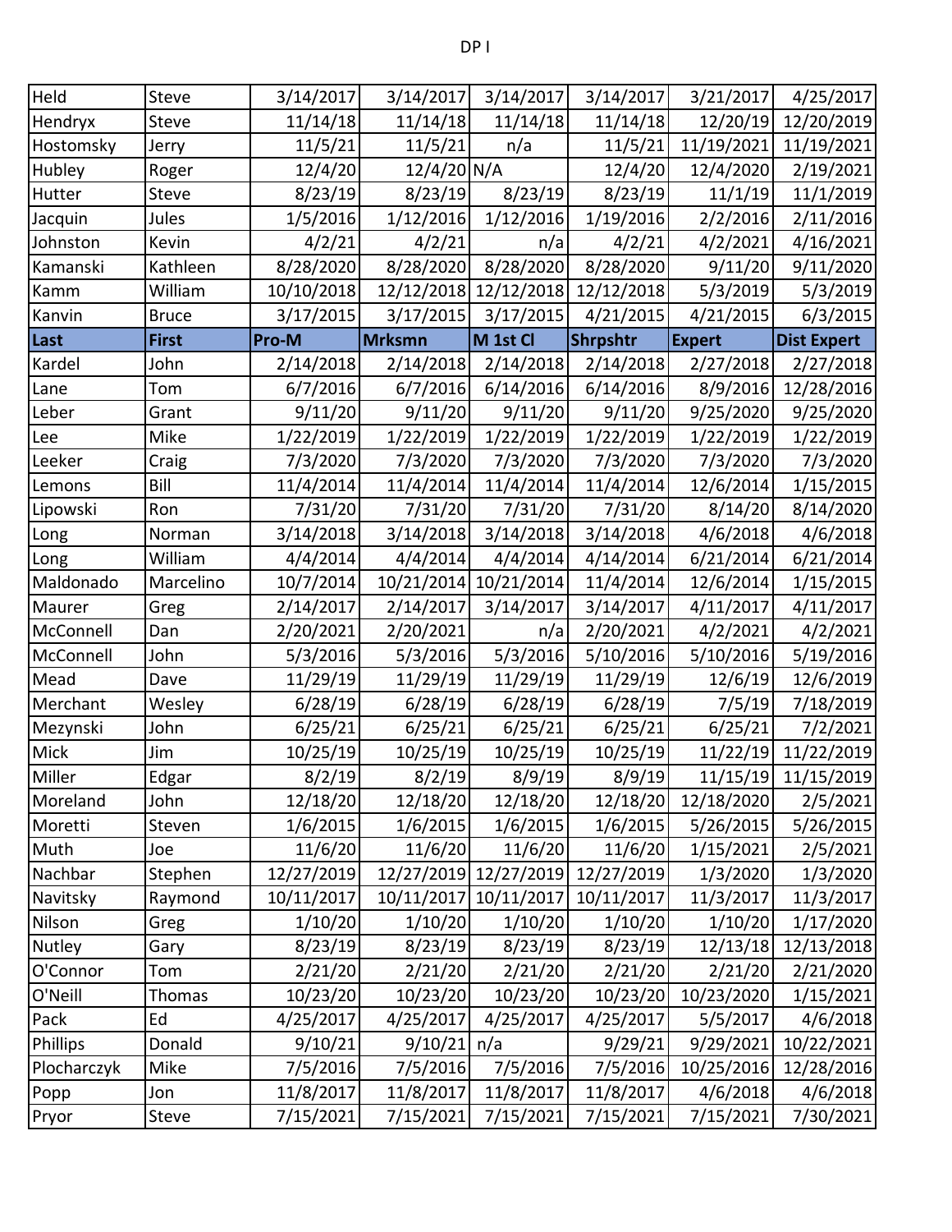DP I

| Held | Steve | 3/14/2017 | 3/14/2017 | 3/14/2017 | 3/14/2017 | 3/21/2017 | 4/25/2017 |
|---|---|---|---|---|---|---|---|
| Hendryx | Steve | 11/14/18 | 11/14/18 | 11/14/18 | 11/14/18 | 12/20/19 | 12/20/2019 |
| Hostomsky | Jerry | 11/5/21 | 11/5/21 | n/a | 11/5/21 | 11/19/2021 | 11/19/2021 |
| Hubley | Roger | 12/4/20 | 12/4/20 | N/A | 12/4/20 | 12/4/2020 | 2/19/2021 |
| Hutter | Steve | 8/23/19 | 8/23/19 | 8/23/19 | 8/23/19 | 11/1/19 | 11/1/2019 |
| Jacquin | Jules | 1/5/2016 | 1/12/2016 | 1/12/2016 | 1/19/2016 | 2/2/2016 | 2/11/2016 |
| Johnston | Kevin | 4/2/21 | 4/2/21 | n/a | 4/2/21 | 4/2/2021 | 4/16/2021 |
| Kamanski | Kathleen | 8/28/2020 | 8/28/2020 | 8/28/2020 | 8/28/2020 | 9/11/20 | 9/11/2020 |
| Kamm | William | 10/10/2018 | 12/12/2018 | 12/12/2018 | 12/12/2018 | 5/3/2019 | 5/3/2019 |
| Kanvin | Bruce | 3/17/2015 | 3/17/2015 | 3/17/2015 | 4/21/2015 | 4/21/2015 | 6/3/2015 |
| **Last** | **First** | **Pro-M** | **Mrksmn** | **M 1st Cl** | **Shrpshtr** | **Expert** | **Dist Expert** |
| Kardel | John | 2/14/2018 | 2/14/2018 | 2/14/2018 | 2/14/2018 | 2/27/2018 | 2/27/2018 |
| Lane | Tom | 6/7/2016 | 6/7/2016 | 6/14/2016 | 6/14/2016 | 8/9/2016 | 12/28/2016 |
| Leber | Grant | 9/11/20 | 9/11/20 | 9/11/20 | 9/11/20 | 9/25/2020 | 9/25/2020 |
| Lee | Mike | 1/22/2019 | 1/22/2019 | 1/22/2019 | 1/22/2019 | 1/22/2019 | 1/22/2019 |
| Leeker | Craig | 7/3/2020 | 7/3/2020 | 7/3/2020 | 7/3/2020 | 7/3/2020 | 7/3/2020 |
| Lemons | Bill | 11/4/2014 | 11/4/2014 | 11/4/2014 | 11/4/2014 | 12/6/2014 | 1/15/2015 |
| Lipowski | Ron | 7/31/20 | 7/31/20 | 7/31/20 | 7/31/20 | 8/14/20 | 8/14/2020 |
| Long | Norman | 3/14/2018 | 3/14/2018 | 3/14/2018 | 3/14/2018 | 4/6/2018 | 4/6/2018 |
| Long | William | 4/4/2014 | 4/4/2014 | 4/4/2014 | 4/14/2014 | 6/21/2014 | 6/21/2014 |
| Maldonado | Marcelino | 10/7/2014 | 10/21/2014 | 10/21/2014 | 11/4/2014 | 12/6/2014 | 1/15/2015 |
| Maurer | Greg | 2/14/2017 | 2/14/2017 | 3/14/2017 | 3/14/2017 | 4/11/2017 | 4/11/2017 |
| McConnell | Dan | 2/20/2021 | 2/20/2021 | n/a | 2/20/2021 | 4/2/2021 | 4/2/2021 |
| McConnell | John | 5/3/2016 | 5/3/2016 | 5/3/2016 | 5/10/2016 | 5/10/2016 | 5/19/2016 |
| Mead | Dave | 11/29/19 | 11/29/19 | 11/29/19 | 11/29/19 | 12/6/19 | 12/6/2019 |
| Merchant | Wesley | 6/28/19 | 6/28/19 | 6/28/19 | 6/28/19 | 7/5/19 | 7/18/2019 |
| Mezynski | John | 6/25/21 | 6/25/21 | 6/25/21 | 6/25/21 | 6/25/21 | 7/2/2021 |
| Mick | Jim | 10/25/19 | 10/25/19 | 10/25/19 | 10/25/19 | 11/22/19 | 11/22/2019 |
| Miller | Edgar | 8/2/19 | 8/2/19 | 8/9/19 | 8/9/19 | 11/15/19 | 11/15/2019 |
| Moreland | John | 12/18/20 | 12/18/20 | 12/18/20 | 12/18/20 | 12/18/2020 | 2/5/2021 |
| Moretti | Steven | 1/6/2015 | 1/6/2015 | 1/6/2015 | 1/6/2015 | 5/26/2015 | 5/26/2015 |
| Muth | Joe | 11/6/20 | 11/6/20 | 11/6/20 | 11/6/20 | 1/15/2021 | 2/5/2021 |
| Nachbar | Stephen | 12/27/2019 | 12/27/2019 | 12/27/2019 | 12/27/2019 | 1/3/2020 | 1/3/2020 |
| Navitsky | Raymond | 10/11/2017 | 10/11/2017 | 10/11/2017 | 10/11/2017 | 11/3/2017 | 11/3/2017 |
| Nilson | Greg | 1/10/20 | 1/10/20 | 1/10/20 | 1/10/20 | 1/10/20 | 1/17/2020 |
| Nutley | Gary | 8/23/19 | 8/23/19 | 8/23/19 | 8/23/19 | 12/13/18 | 12/13/2018 |
| O'Connor | Tom | 2/21/20 | 2/21/20 | 2/21/20 | 2/21/20 | 2/21/20 | 2/21/2020 |
| O'Neill | Thomas | 10/23/20 | 10/23/20 | 10/23/20 | 10/23/20 | 10/23/2020 | 1/15/2021 |
| Pack | Ed | 4/25/2017 | 4/25/2017 | 4/25/2017 | 4/25/2017 | 5/5/2017 | 4/6/2018 |
| Phillips | Donald | 9/10/21 | 9/10/21 | n/a | 9/29/21 | 9/29/2021 | 10/22/2021 |
| Plocharczyk | Mike | 7/5/2016 | 7/5/2016 | 7/5/2016 | 7/5/2016 | 10/25/2016 | 12/28/2016 |
| Popp | Jon | 11/8/2017 | 11/8/2017 | 11/8/2017 | 11/8/2017 | 4/6/2018 | 4/6/2018 |
| Pryor | Steve | 7/15/2021 | 7/15/2021 | 7/15/2021 | 7/15/2021 | 7/15/2021 | 7/30/2021 |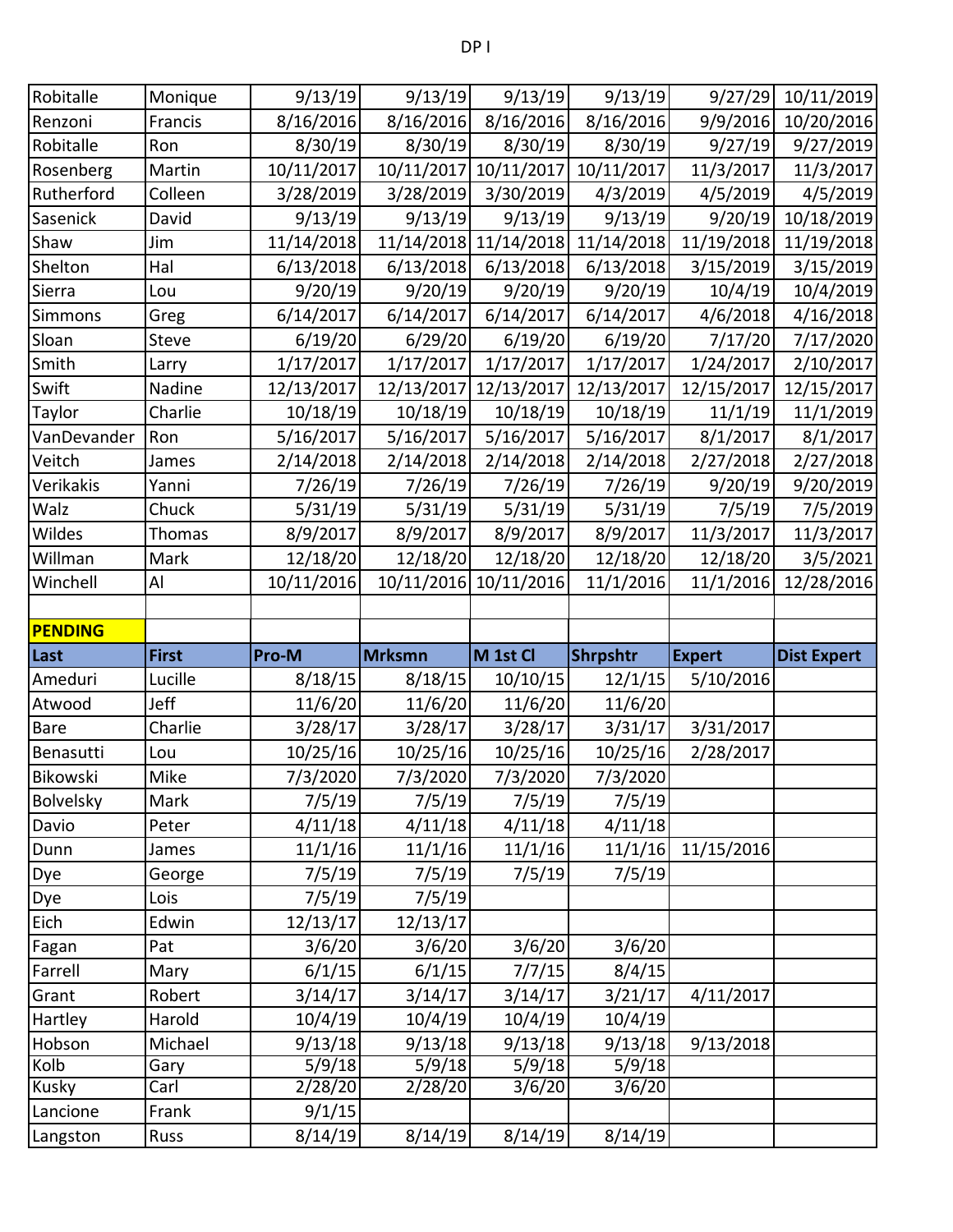| | | | | | | | |
|---|---|---|---|---|---|---|---|
| Robitalle | Monique | 9/13/19 | 9/13/19 | 9/13/19 | 9/13/19 | 9/27/29 | 10/11/2019 |
| Renzoni | Francis | 8/16/2016 | 8/16/2016 | 8/16/2016 | 8/16/2016 | 9/9/2016 | 10/20/2016 |
| Robitalle | Ron | 8/30/19 | 8/30/19 | 8/30/19 | 8/30/19 | 9/27/19 | 9/27/2019 |
| Rosenberg | Martin | 10/11/2017 | 10/11/2017 | 10/11/2017 | 10/11/2017 | 11/3/2017 | 11/3/2017 |
| Rutherford | Colleen | 3/28/2019 | 3/28/2019 | 3/30/2019 | 4/3/2019 | 4/5/2019 | 4/5/2019 |
| Sasenick | David | 9/13/19 | 9/13/19 | 9/13/19 | 9/13/19 | 9/20/19 | 10/18/2019 |
| Shaw | Jim | 11/14/2018 | 11/14/2018 | 11/14/2018 | 11/14/2018 | 11/19/2018 | 11/19/2018 |
| Shelton | Hal | 6/13/2018 | 6/13/2018 | 6/13/2018 | 6/13/2018 | 3/15/2019 | 3/15/2019 |
| Sierra | Lou | 9/20/19 | 9/20/19 | 9/20/19 | 9/20/19 | 10/4/19 | 10/4/2019 |
| Simmons | Greg | 6/14/2017 | 6/14/2017 | 6/14/2017 | 6/14/2017 | 4/6/2018 | 4/16/2018 |
| Sloan | Steve | 6/19/20 | 6/29/20 | 6/19/20 | 6/19/20 | 7/17/20 | 7/17/2020 |
| Smith | Larry | 1/17/2017 | 1/17/2017 | 1/17/2017 | 1/17/2017 | 1/24/2017 | 2/10/2017 |
| Swift | Nadine | 12/13/2017 | 12/13/2017 | 12/13/2017 | 12/13/2017 | 12/15/2017 | 12/15/2017 |
| Taylor | Charlie | 10/18/19 | 10/18/19 | 10/18/19 | 10/18/19 | 11/1/19 | 11/1/2019 |
| VanDevander | Ron | 5/16/2017 | 5/16/2017 | 5/16/2017 | 5/16/2017 | 8/1/2017 | 8/1/2017 |
| Veitch | James | 2/14/2018 | 2/14/2018 | 2/14/2018 | 2/14/2018 | 2/27/2018 | 2/27/2018 |
| Verikakis | Yanni | 7/26/19 | 7/26/19 | 7/26/19 | 7/26/19 | 9/20/19 | 9/20/2019 |
| Walz | Chuck | 5/31/19 | 5/31/19 | 5/31/19 | 5/31/19 | 7/5/19 | 7/5/2019 |
| Wildes | Thomas | 8/9/2017 | 8/9/2017 | 8/9/2017 | 8/9/2017 | 11/3/2017 | 11/3/2017 |
| Willman | Mark | 12/18/20 | 12/18/20 | 12/18/20 | 12/18/20 | 12/18/20 | 3/5/2021 |
| Winchell | Al | 10/11/2016 | 10/11/2016 | 10/11/2016 | 11/1/2016 | 11/1/2016 | 12/28/2016 |

**PENDING**

| Last | First | Pro-M | Mrksmn | M 1st Cl | Shrpshtr | Expert | Dist Expert |
|---|---|---|---|---|---|---|---|
| Ameduri | Lucille | 8/18/15 | 8/18/15 | 10/10/15 | 12/1/15 | 5/10/2016 | |
| Atwood | Jeff | 11/6/20 | 11/6/20 | 11/6/20 | 11/6/20 | | |
| Bare | Charlie | 3/28/17 | 3/28/17 | 3/28/17 | 3/31/17 | 3/31/2017 | |
| Benasutti | Lou | 10/25/16 | 10/25/16 | 10/25/16 | 10/25/16 | 2/28/2017 | |
| Bikowski | Mike | 7/3/2020 | 7/3/2020 | 7/3/2020 | 7/3/2020 | | |
| Bolvelsky | Mark | 7/5/19 | 7/5/19 | 7/5/19 | 7/5/19 | | |
| Davio | Peter | 4/11/18 | 4/11/18 | 4/11/18 | 4/11/18 | | |
| Dunn | James | 11/1/16 | 11/1/16 | 11/1/16 | 11/1/16 | 11/15/2016 | |
| Dye | George | 7/5/19 | 7/5/19 | 7/5/19 | 7/5/19 | | |
| Dye | Lois | 7/5/19 | 7/5/19 | | | | |
| Eich | Edwin | 12/13/17 | 12/13/17 | | | | |
| Fagan | Pat | 3/6/20 | 3/6/20 | 3/6/20 | 3/6/20 | | |
| Farrell | Mary | 6/1/15 | 6/1/15 | 7/7/15 | 8/4/15 | | |
| Grant | Robert | 3/14/17 | 3/14/17 | 3/14/17 | 3/21/17 | 4/11/2017 | |
| Hartley | Harold | 10/4/19 | 10/4/19 | 10/4/19 | 10/4/19 | | |
| Hobson | Michael | 9/13/18 | 9/13/18 | 9/13/18 | 9/13/18 | 9/13/2018 | |
| Kolb | Gary | 5/9/18 | 5/9/18 | 5/9/18 | 5/9/18 | | |
| Kusky | Carl | 2/28/20 | 2/28/20 | 3/6/20 | 3/6/20 | | |
| Lancione | Frank | 9/1/15 | | | | | |
| Langston | Russ | 8/14/19 | 8/14/19 | 8/14/19 | 8/14/19 | | |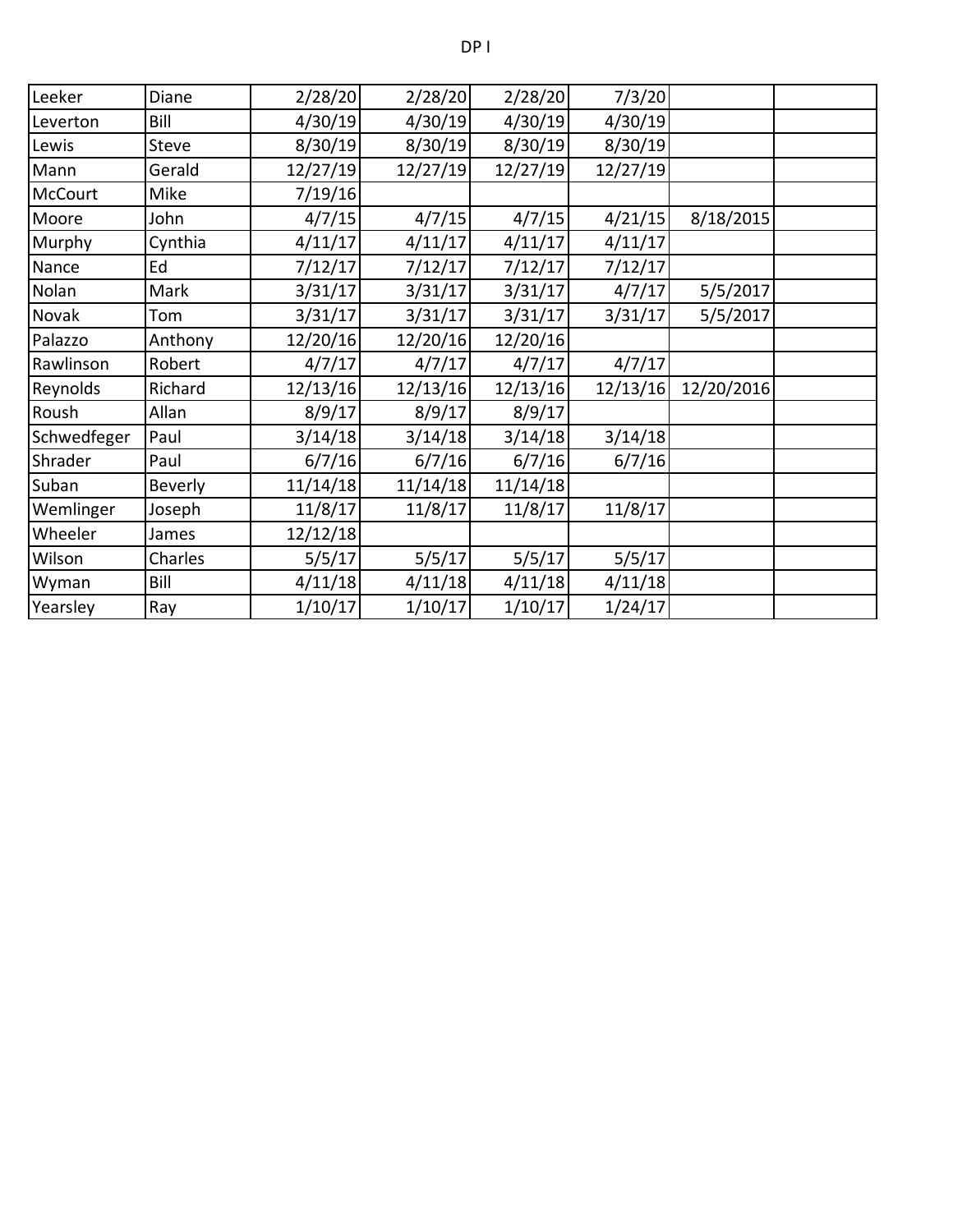| | | | | | | | |
|---|---|---|---|---|---|---|---|
| Leeker | Diane | 2/28/20 | 2/28/20 | 2/28/20 | 7/3/20 | | |
| Leverton | Bill | 4/30/19 | 4/30/19 | 4/30/19 | 4/30/19 | | |
| Lewis | Steve | 8/30/19 | 8/30/19 | 8/30/19 | 8/30/19 | | |
| Mann | Gerald | 12/27/19 | 12/27/19 | 12/27/19 | 12/27/19 | | |
| McCourt | Mike | 7/19/16 | | | | | |
| Moore | John | 4/7/15 | 4/7/15 | 4/7/15 | 4/21/15 | 8/18/2015 | |
| Murphy | Cynthia | 4/11/17 | 4/11/17 | 4/11/17 | 4/11/17 | | |
| Nance | Ed | 7/12/17 | 7/12/17 | 7/12/17 | 7/12/17 | | |
| Nolan | Mark | 3/31/17 | 3/31/17 | 3/31/17 | 4/7/17 | 5/5/2017 | |
| Novak | Tom | 3/31/17 | 3/31/17 | 3/31/17 | 3/31/17 | 5/5/2017 | |
| Palazzo | Anthony | 12/20/16 | 12/20/16 | 12/20/16 | | | |
| Rawlinson | Robert | 4/7/17 | 4/7/17 | 4/7/17 | 4/7/17 | | |
| Reynolds | Richard | 12/13/16 | 12/13/16 | 12/13/16 | 12/13/16 | 12/20/2016 | |
| Roush | Allan | 8/9/17 | 8/9/17 | 8/9/17 | | | |
| Schwedfeger | Paul | 3/14/18 | 3/14/18 | 3/14/18 | 3/14/18 | | |
| Shrader | Paul | 6/7/16 | 6/7/16 | 6/7/16 | 6/7/16 | | |
| Suban | Beverly | 11/14/18 | 11/14/18 | 11/14/18 | | | |
| Wemlinger | Joseph | 11/8/17 | 11/8/17 | 11/8/17 | 11/8/17 | | |
| Wheeler | James | 12/12/18 | | | | | |
| Wilson | Charles | 5/5/17 | 5/5/17 | 5/5/17 | 5/5/17 | | |
| Wyman | Bill | 4/11/18 | 4/11/18 | 4/11/18 | 4/11/18 | | |
| Yearsley | Ray | 1/10/17 | 1/10/17 | 1/10/17 | 1/24/17 | | |